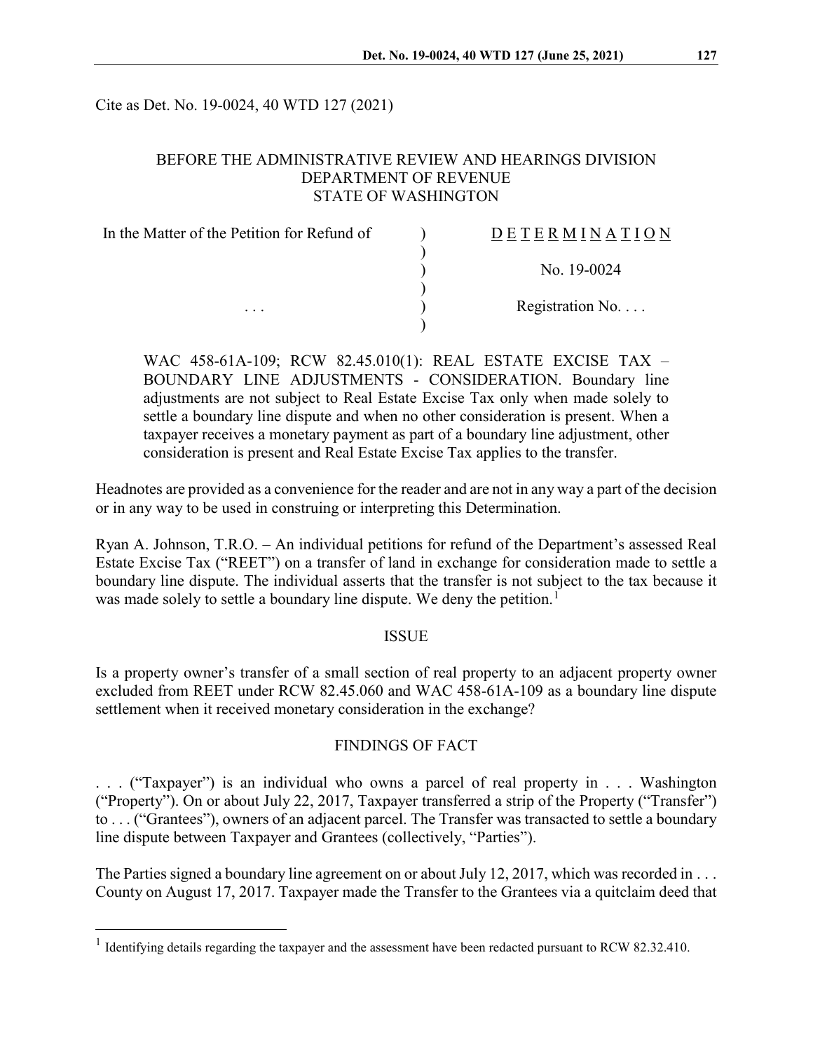Cite as Det. No. 19-0024, 40 WTD 127 (2021)

BEFORE THE ADMINISTRATIVE REVIEW AND HEARINGS DIVISION
DEPARTMENT OF REVENUE
STATE OF WASHINGTON

| In the Matter of the Petition for Refund of | ) | DETERMINATION |
|---|---|---|
| | ) | |
| | ) | No. 19-0024 |
| | ) | |
| . . . | ) | Registration No. . . . |
| | ) | |

WAC 458-61A-109; RCW 82.45.010(1): REAL ESTATE EXCISE TAX – BOUNDARY LINE ADJUSTMENTS - CONSIDERATION. Boundary line adjustments are not subject to Real Estate Excise Tax only when made solely to settle a boundary line dispute and when no other consideration is present. When a taxpayer receives a monetary payment as part of a boundary line adjustment, other consideration is present and Real Estate Excise Tax applies to the transfer.

Headnotes are provided as a convenience for the reader and are not in any way a part of the decision or in any way to be used in construing or interpreting this Determination.

Ryan A. Johnson, T.R.O. – An individual petitions for refund of the Department's assessed Real Estate Excise Tax ("REET") on a transfer of land in exchange for consideration made to settle a boundary line dispute. The individual asserts that the transfer is not subject to the tax because it was made solely to settle a boundary line dispute. We deny the petition.[1]

## ISSUE

Is a property owner's transfer of a small section of real property to an adjacent property owner excluded from REET under RCW 82.45.060 and WAC 458-61A-109 as a boundary line dispute settlement when it received monetary consideration in the exchange?

## FINDINGS OF FACT

. . . ("Taxpayer") is an individual who owns a parcel of real property in . . . Washington ("Property"). On or about July 22, 2017, Taxpayer transferred a strip of the Property ("Transfer") to . . . ("Grantees"), owners of an adjacent parcel. The Transfer was transacted to settle a boundary line dispute between Taxpayer and Grantees (collectively, "Parties").

The Parties signed a boundary line agreement on or about July 12, 2017, which was recorded in . . . County on August 17, 2017. Taxpayer made the Transfer to the Grantees via a quitclaim deed that

[1] Identifying details regarding the taxpayer and the assessment have been redacted pursuant to RCW 82.32.410.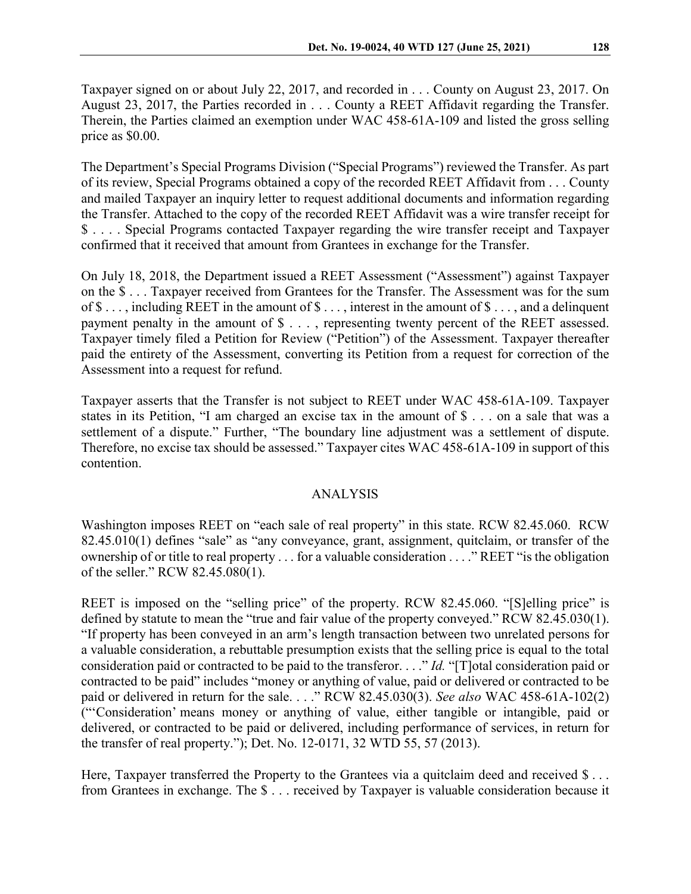Taxpayer signed on or about July 22, 2017, and recorded in . . . County on August 23, 2017. On August 23, 2017, the Parties recorded in . . . County a REET Affidavit regarding the Transfer. Therein, the Parties claimed an exemption under WAC 458-61A-109 and listed the gross selling price as $0.00.

The Department's Special Programs Division ("Special Programs") reviewed the Transfer. As part of its review, Special Programs obtained a copy of the recorded REET Affidavit from . . . County and mailed Taxpayer an inquiry letter to request additional documents and information regarding the Transfer. Attached to the copy of the recorded REET Affidavit was a wire transfer receipt for $ . . . . Special Programs contacted Taxpayer regarding the wire transfer receipt and Taxpayer confirmed that it received that amount from Grantees in exchange for the Transfer.

On July 18, 2018, the Department issued a REET Assessment ("Assessment") against Taxpayer on the $ . . . Taxpayer received from Grantees for the Transfer. The Assessment was for the sum of $ . . . , including REET in the amount of $ . . . , interest in the amount of $ . . . , and a delinquent payment penalty in the amount of $ . . . , representing twenty percent of the REET assessed. Taxpayer timely filed a Petition for Review ("Petition") of the Assessment. Taxpayer thereafter paid the entirety of the Assessment, converting its Petition from a request for correction of the Assessment into a request for refund.

Taxpayer asserts that the Transfer is not subject to REET under WAC 458-61A-109. Taxpayer states in its Petition, "I am charged an excise tax in the amount of $ . . . on a sale that was a settlement of a dispute." Further, "The boundary line adjustment was a settlement of dispute. Therefore, no excise tax should be assessed." Taxpayer cites WAC 458-61A-109 in support of this contention.

## ANALYSIS

Washington imposes REET on "each sale of real property" in this state. RCW 82.45.060. RCW 82.45.010(1) defines "sale" as "any conveyance, grant, assignment, quitclaim, or transfer of the ownership of or title to real property . . . for a valuable consideration . . . ." REET "is the obligation of the seller." RCW 82.45.080(1).

REET is imposed on the "selling price" of the property. RCW 82.45.060. "[S]elling price" is defined by statute to mean the "true and fair value of the property conveyed." RCW 82.45.030(1). "If property has been conveyed in an arm's length transaction between two unrelated persons for a valuable consideration, a rebuttable presumption exists that the selling price is equal to the total consideration paid or contracted to be paid to the transferor. . . ." *Id.* "[T]otal consideration paid or contracted to be paid" includes "money or anything of value, paid or delivered or contracted to be paid or delivered in return for the sale. . . ." RCW 82.45.030(3). *See also* WAC 458-61A-102(2) ("'Consideration' means money or anything of value, either tangible or intangible, paid or delivered, or contracted to be paid or delivered, including performance of services, in return for the transfer of real property."); Det. No. 12-0171, 32 WTD 55, 57 (2013).

Here, Taxpayer transferred the Property to the Grantees via a quitclaim deed and received $ . . . from Grantees in exchange. The $ . . . received by Taxpayer is valuable consideration because it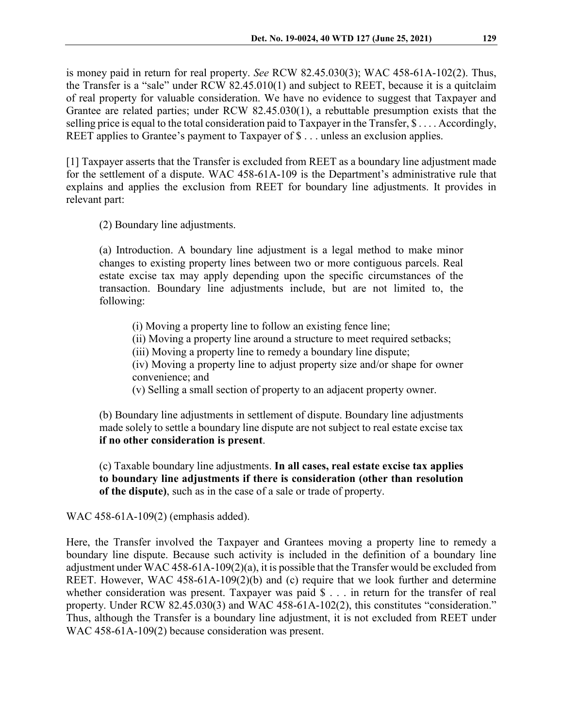is money paid in return for real property. *See* RCW 82.45.030(3); WAC 458-61A-102(2). Thus, the Transfer is a "sale" under RCW 82.45.010(1) and subject to REET, because it is a quitclaim of real property for valuable consideration. We have no evidence to suggest that Taxpayer and Grantee are related parties; under RCW 82.45.030(1), a rebuttable presumption exists that the selling price is equal to the total consideration paid to Taxpayer in the Transfer, $ . . . . Accordingly, REET applies to Grantee's payment to Taxpayer of $ . . . unless an exclusion applies.

[1] Taxpayer asserts that the Transfer is excluded from REET as a boundary line adjustment made for the settlement of a dispute. WAC 458-61A-109 is the Department's administrative rule that explains and applies the exclusion from REET for boundary line adjustments. It provides in relevant part:

> (2) Boundary line adjustments.
>
> (a) Introduction. A boundary line adjustment is a legal method to make minor changes to existing property lines between two or more contiguous parcels. Real estate excise tax may apply depending upon the specific circumstances of the transaction. Boundary line adjustments include, but are not limited to, the following:
>
> (i) Moving a property line to follow an existing fence line;
> (ii) Moving a property line around a structure to meet required setbacks;
> (iii) Moving a property line to remedy a boundary line dispute;
> (iv) Moving a property line to adjust property size and/or shape for owner convenience; and
> (v) Selling a small section of property to an adjacent property owner.
>
> (b) Boundary line adjustments in settlement of dispute. Boundary line adjustments made solely to settle a boundary line dispute are not subject to real estate excise tax **if no other consideration is present**.
>
> (c) Taxable boundary line adjustments. **In all cases, real estate excise tax applies to boundary line adjustments if there is consideration (other than resolution of the dispute)**, such as in the case of a sale or trade of property.

WAC 458-61A-109(2) (emphasis added).

Here, the Transfer involved the Taxpayer and Grantees moving a property line to remedy a boundary line dispute. Because such activity is included in the definition of a boundary line adjustment under WAC 458-61A-109(2)(a), it is possible that the Transfer would be excluded from REET. However, WAC 458-61A-109(2)(b) and (c) require that we look further and determine whether consideration was present. Taxpayer was paid $ . . . in return for the transfer of real property. Under RCW 82.45.030(3) and WAC 458-61A-102(2), this constitutes "consideration." Thus, although the Transfer is a boundary line adjustment, it is not excluded from REET under WAC 458-61A-109(2) because consideration was present.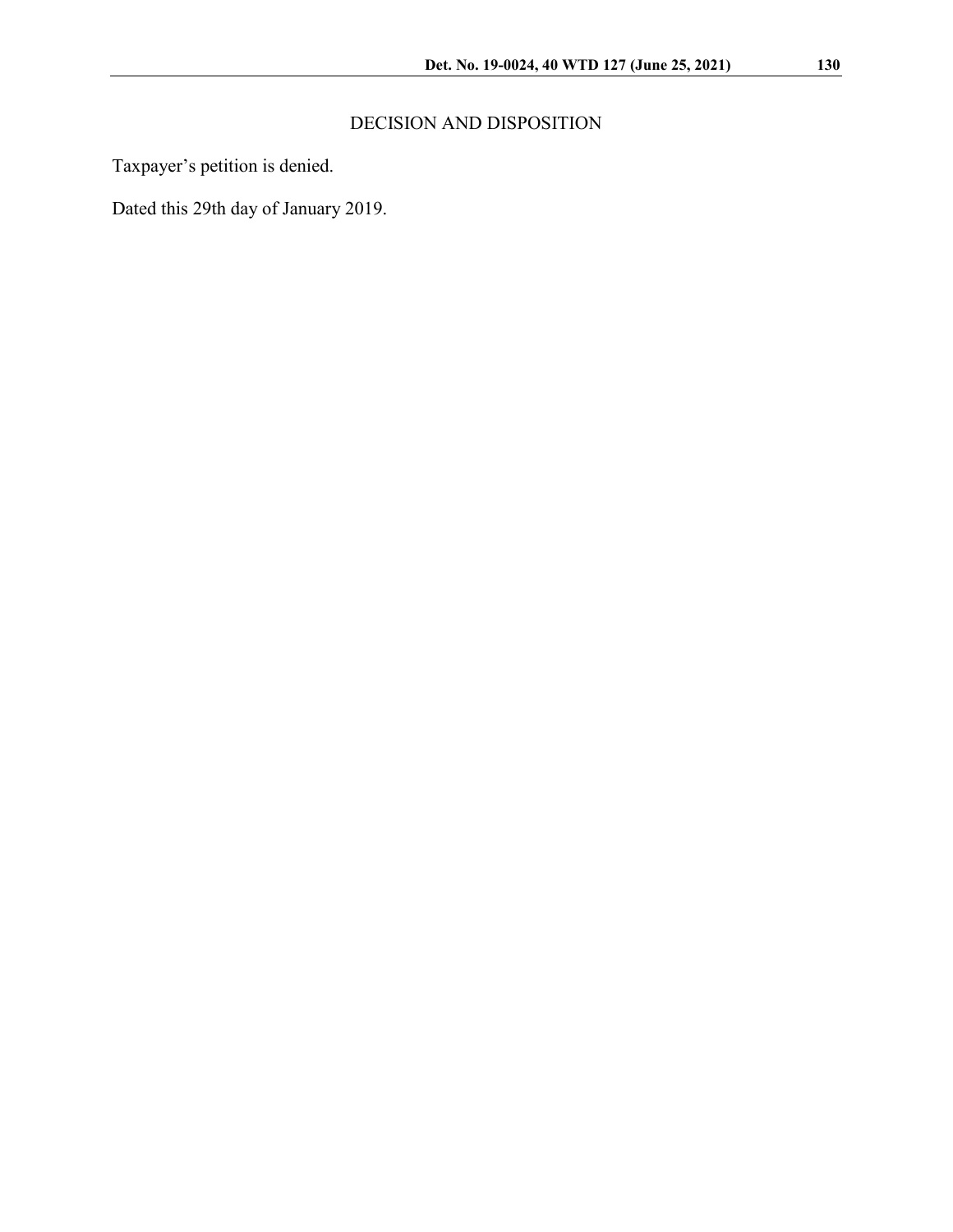## DECISION AND DISPOSITION

Taxpayer's petition is denied.

Dated this 29th day of January 2019.